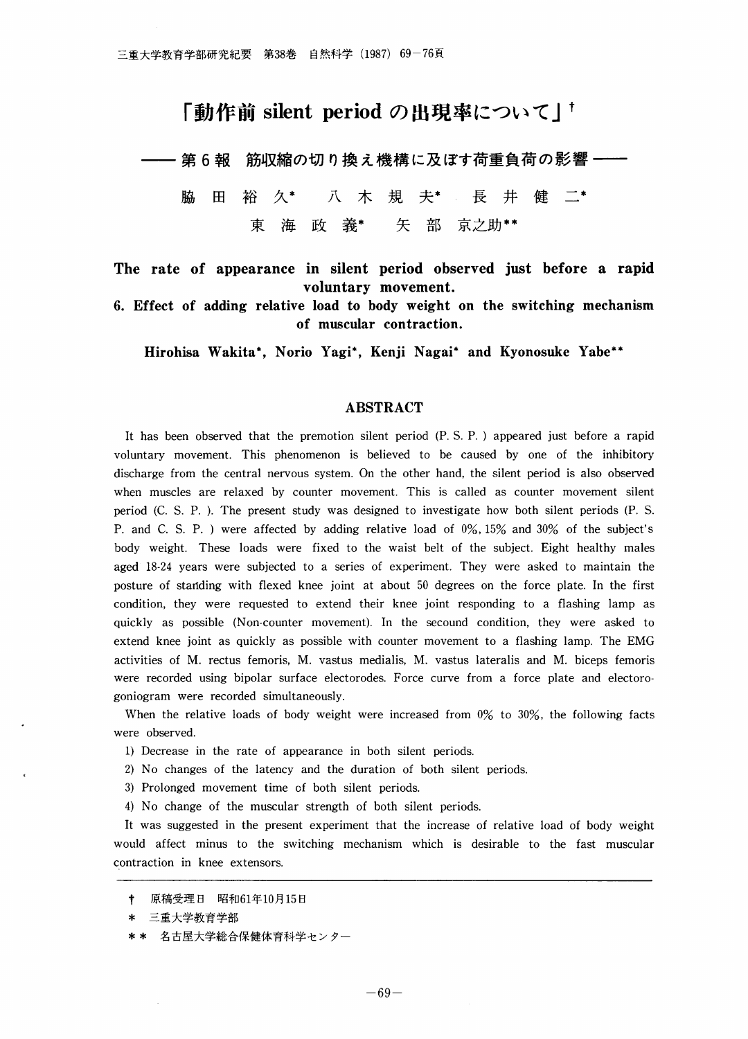# 「動作前 silent period の出現率について」[†]

## —— 第6報　筋収縮の切り換え機構に及ぼす荷重負荷の影響 ——

脇　田　裕　久[*]　　八　木　規　夫[*]　　長　井　健　二[*]

東　海　政　義[*]　　矢　部　京之助[**]

**The rate of appearance in silent period observed just before a rapid voluntary movement.**

**6. Effect of adding relative load to body weight on the switching mechanism of muscular contraction.**

**Hirohisa Wakita[*], Norio Yagi[*], Kenji Nagai[*] and Kyonosuke Yabe[**]**

## ABSTRACT

It has been observed that the premotion silent period (P. S. P. ) appeared just before a rapid voluntary movement. This phenomenon is believed to be caused by one of the inhibitory discharge from the central nervous system. On the other hand, the silent period is also observed when muscles are relaxed by counter movement. This is called as counter movement silent period (C. S. P. ). The present study was designed to investigate how both silent periods (P. S. P. and C. S. P. ) were affected by adding relative load of 0%, 15% and 30% of the subject's body weight. These loads were fixed to the waist belt of the subject. Eight healthy males aged 18-24 years were subjected to a series of experiment. They were asked to maintain the posture of standing with flexed knee joint at about 50 degrees on the force plate. In the first condition, they were requested to extend their knee joint responding to a flashing lamp as quickly as possible (Non-counter movement). In the secound condition, they were asked to extend knee joint as quickly as possible with counter movement to a flashing lamp. The EMG activities of M. rectus femoris, M. vastus medialis, M. vastus lateralis and M. biceps femoris were recorded using bipolar surface electorodes. Force curve from a force plate and electoro-goniogram were recorded simultaneously.

When the relative loads of body weight were increased from 0% to 30%, the following facts were observed.

1) Decrease in the rate of appearance in both silent periods.
2) No changes of the latency and the duration of both silent periods.
3) Prolonged movement time of both silent periods.
4) No change of the muscular strength of both silent periods.

It was suggested in the present experiment that the increase of relative load of body weight would affect minus to the switching mechanism which is desirable to the fast muscular contraction in knee extensors.

---

† 原稿受理日　昭和61年10月15日

\* 三重大学教育学部

\*\* 名古屋大学総合保健体育科学センター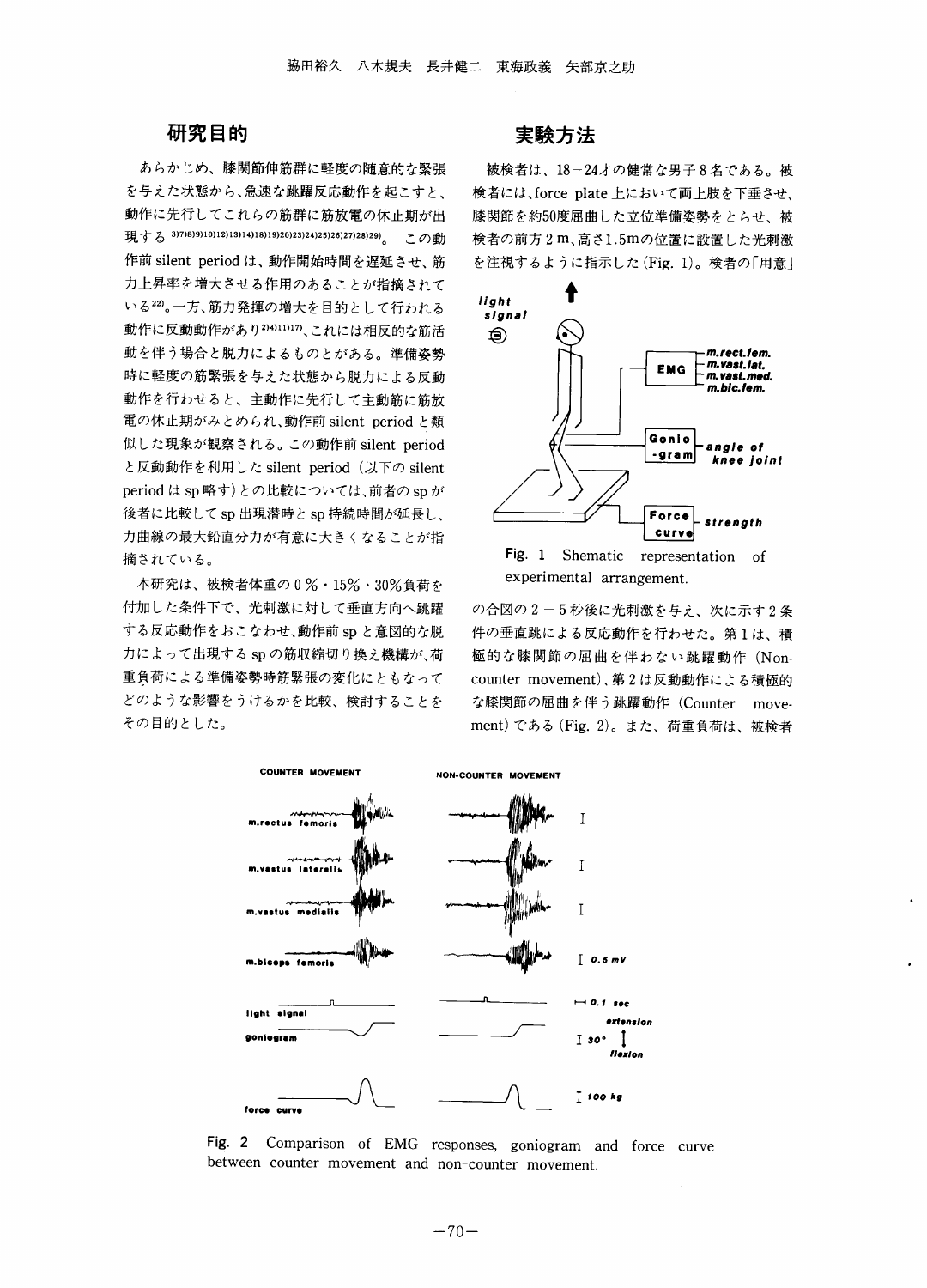## 研究目的

あらかじめ、膝関節伸筋群に軽度の随意的な緊張を与えた状態から、急速な跳躍反応動作を起こすと、動作に先行してこれらの筋群に筋放電の休止期が出現する[3)7)8)9)10)12)13)14)18)19)20)23)24)25)26)27)28)29)]。この動作前 silent period は、動作開始時間を遅延させ、筋力上昇率を増大させる作用のあることが指摘されている[22)]。一方、筋力発揮の増大を目的として行われる動作に反動動作があり[2)4)11)17)]、これには相反的な筋活動を伴う場合と脱力によるものとがある。準備姿勢時に軽度の筋緊張を与えた状態から脱力による反動動作を行わせると、主動作に先行して主動筋に筋放電の休止期がみとめられ、動作前 silent period と類似した現象が観察される。この動作前 silent period と反動動作を利用した silent period（以下の silent period は sp 略す）との比較については、前者の sp が後者に比較して sp 出現潜時と sp 持続時間が延長し、力曲線の最大鉛直分力が有意に大きくなることが指摘されている。

本研究は、被検者体重の 0％・15％・30％負荷を付加した条件下で、光刺激に対して垂直方向へ跳躍する反応動作をおこなわせ、動作前 sp と意図的な脱力によって出現する sp の筋収縮切り換え機構が、荷重負荷による準備姿勢時筋緊張の変化にともなってどのような影響をうけるかを比較、検討することをその目的とした。

## 実験方法

被検者は、18－24才の健常な男子 8 名である。被検者には、force plate 上において両上肢を下垂させ、膝関節を約50度屈曲した立位準備姿勢をとらせ、被検者の前方 2 m、高さ1.5mの位置に設置した光刺激を注視するように指示した（Fig. 1)。検者の「用意」の合図の 2 － 5 秒後に光刺激を与え、次に示す 2 条件の垂直跳による反応動作を行わせた。第 1 は、積極的な膝関節の屈曲を伴わない跳躍動作（Non-counter movement)、第 2 は反動動作による積極的な膝関節の屈曲を伴う跳躍動作（Counter movement）である（Fig. 2)。また、荷重負荷は、被検者

Fig. 1 Shematic representation of experimental arrangement.

Fig. 2 Comparison of EMG responses, goniogram and force curve between counter movement and non-counter movement.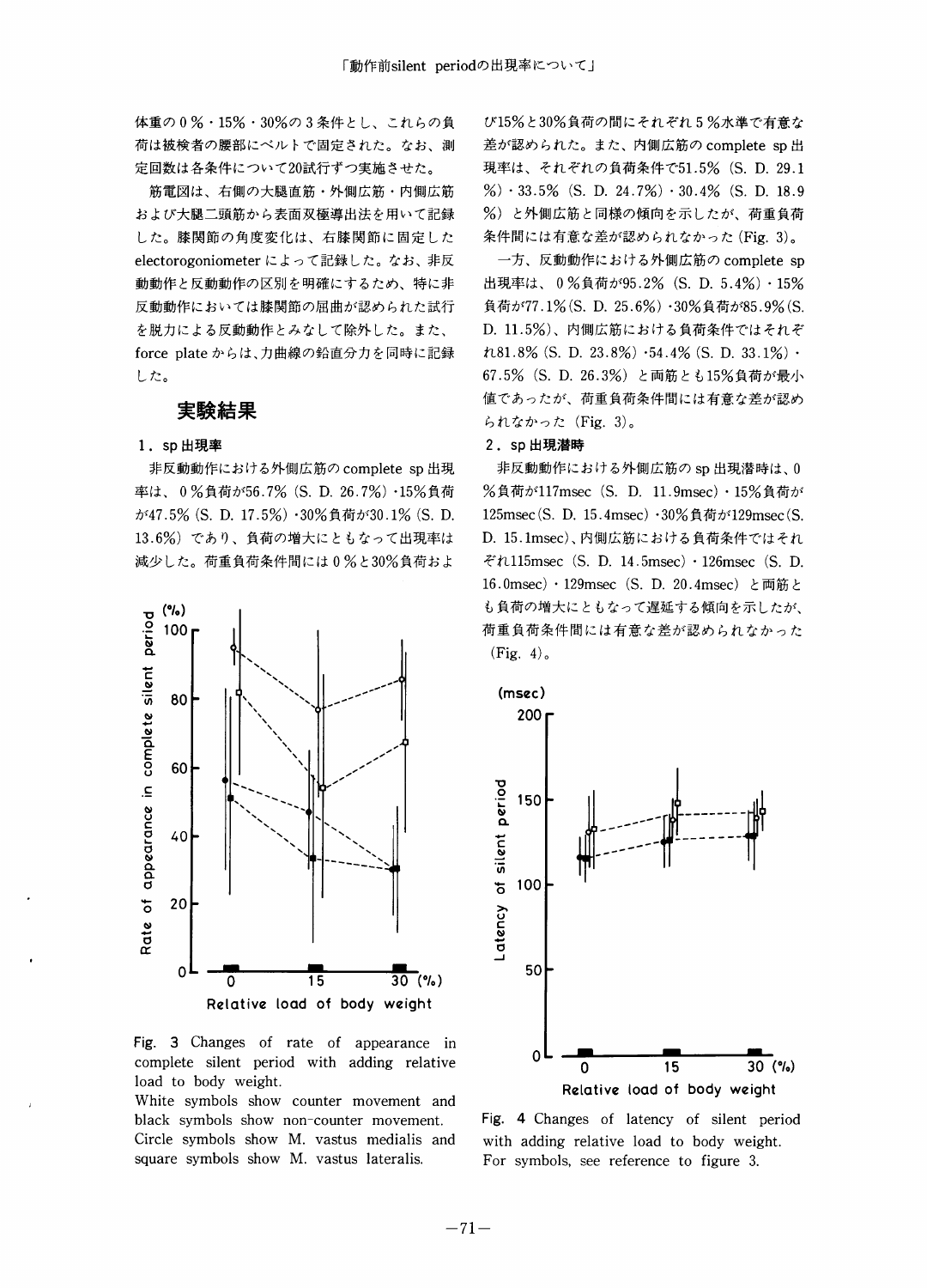体重の0％・15％・30％の3条件とし、これらの負荷は被検者の腰部にベルトで固定された。なお、測定回数は各条件について20試行ずつ実施させた。

筋電図は、右側の大腿直筋・外側広筋・内側広筋および大腿二頭筋から表面双極導出法を用いて記録した。膝関節の角度変化は、右膝関節に固定したelectorogoniometerによって記録した。なお、非反動動作と反動動作の区別を明確にするため、特に非反動動作においては膝関節の屈曲が認められた試行を脱力による反動動作とみなして除外した。また、force plateからは、力曲線の鉛直分力を同時に記録した。

## 実験結果

### 1．sp出現率

非反動動作における外側広筋のcomplete sp出現率は、0％負荷が56.7％（S. D. 26.7％）・15％負荷が47.5％（S. D. 17.5％）・30％負荷が30.1％（S. D. 13.6％）であり、負荷の増大にともなって出現率は減少した。荷重負荷条件間には0％と30％負荷および15％と30％負荷の間にそれぞれ5％水準で有意な差が認められた。また、内側広筋のcomplete sp出現率は、それぞれの負荷条件で51.5％（S. D. 29.1％）・33.5％（S. D. 24.7％）・30.4％（S. D. 18.9％）と外側広筋と同様の傾向を示したが、荷重負荷条件間には有意な差が認められなかった（Fig. 3）。

一方、反動動作における外側広筋のcomplete sp出現率は、0％負荷が95.2％（S. D. 5.4％）・15％負荷が77.1％（S. D. 25.6％）・30％負荷が85.9％（S. D. 11.5％）、内側広筋における負荷条件ではそれぞれ81.8％（S. D. 23.8％）・54.4％（S. D. 33.1％）・67.5％（S. D. 26.3％）と両筋とも15％負荷が最小値であったが、荷重負荷条件間には有意な差が認められなかった（Fig. 3）。

Fig. 3 Changes of rate of appearance in complete silent period with adding relative load to body weight.
White symbols show counter movement and black symbols show non-counter movement. Circle symbols show M. vastus medialis and square symbols show M. vastus lateralis.

### 2．sp出現潜時

非反動動作における外側広筋のsp出現潜時は、0％負荷が117msec（S. D. 11.9msec）・15％負荷が125msec（S. D. 15.4msec）・30％負荷が129msec（S. D. 15.1msec）、内側広筋における負荷条件ではそれぞれ115msec（S. D. 14.5msec）・126msec（S. D. 16.0msec）・129msec（S. D. 20.4msec）と両筋とも負荷の増大にともなって遅延する傾向を示したが、荷重負荷条件間には有意な差が認められなかった（Fig. 4）。

Fig. 4 Changes of latency of silent period with adding relative load to body weight.
For symbols, see reference to figure 3.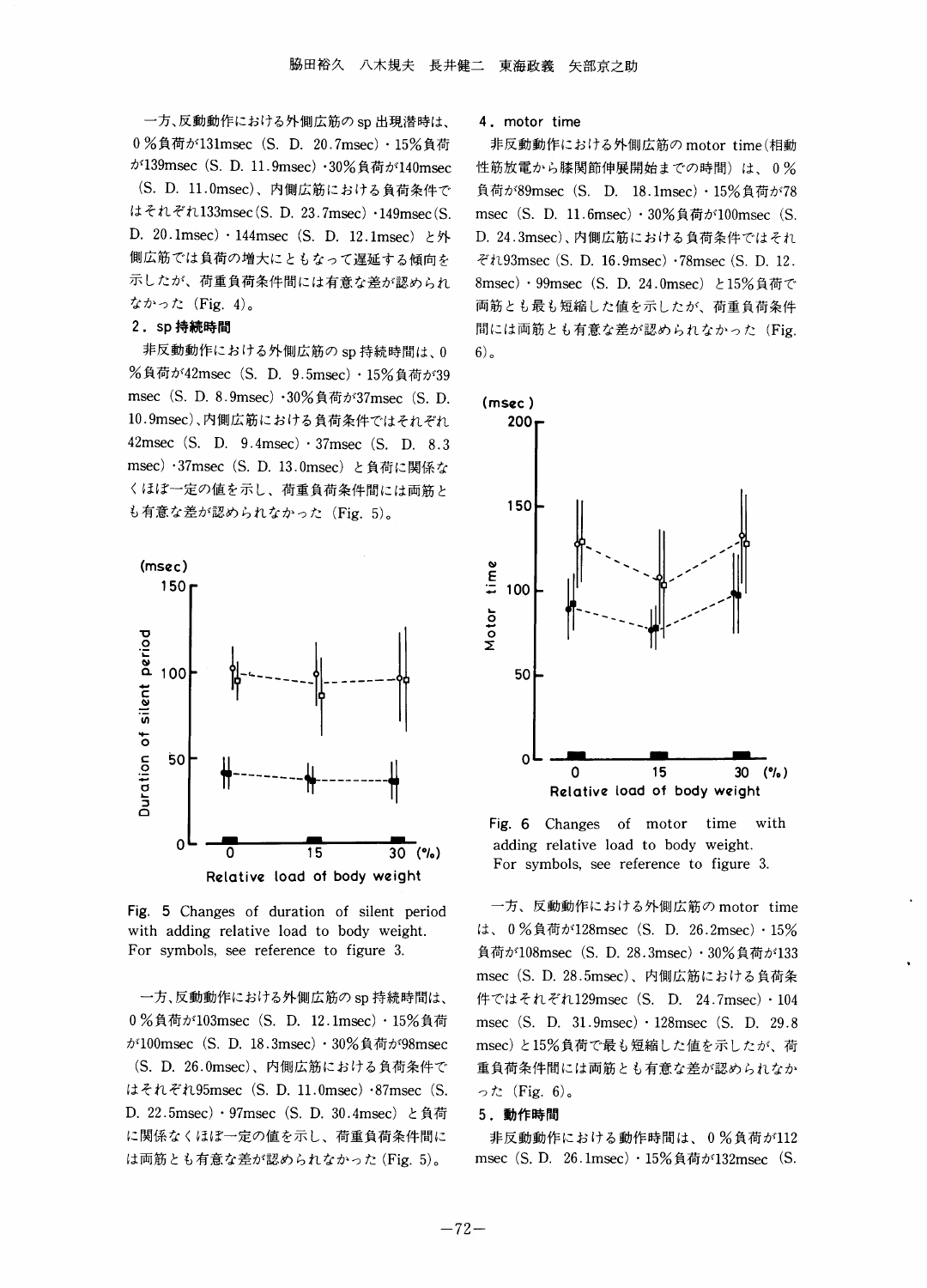一方、反動動作における外側広筋の sp 出現潜時は、0％負荷が131msec（S. D. 20.7msec）・15％負荷が139msec（S. D. 11.9msec）・30％負荷が140msec（S. D. 11.0msec）、内側広筋における負荷条件ではそれぞれ133msec（S. D. 23.7msec）・149msec（S. D. 20.1msec）・144msec（S. D. 12.1msec）と外側広筋では負荷の増大にともなって遅延する傾向を示したが、荷重負荷条件間には有意な差が認められなかった（Fig. 4)。

### 2．sp 持続時間

非反動動作における外側広筋の sp 持続時間は、0％負荷が42msec（S. D. 9.5msec）・15％負荷が39msec（S. D. 8.9msec）・30％負荷が37msec（S. D. 10.9msec）、内側広筋における負荷条件ではそれぞれ42msec（S. D. 9.4msec）・37msec（S. D. 8.3msec）・37msec（S. D. 13.0msec）と負荷に関係なくほぼ一定の値を示し、荷重負荷条件間には両筋とも有意な差が認められなかった（Fig. 5)。

Fig. 5 Changes of duration of silent period with adding relative load to body weight. For symbols, see reference to figure 3.

一方、反動動作における外側広筋の sp 持続時間は、0％負荷が103msec（S. D. 12.1msec）・15％負荷が100msec（S. D. 18.3msec）・30％負荷が98msec（S. D. 26.0msec）、内側広筋における負荷条件ではそれぞれ95msec（S. D. 11.0msec）・87msec（S. D. 22.5msec）・97msec（S. D. 30.4msec）と負荷に関係なくほぼ一定の値を示し、荷重負荷条件間には両筋とも有意な差が認められなかった（Fig. 5)。

### 4．motor time

非反動動作における外側広筋の motor time（相動性筋放電から膝関節伸展開始までの時間）は、0％負荷が89msec（S. D. 18.1msec）・15％負荷が78msec（S. D. 11.6msec）・30％負荷が100msec（S. D. 24.3msec）、内側広筋における負荷条件ではそれぞれ93msec（S. D. 16.9msec）・78msec（S. D. 12.8msec）・99msec（S. D. 24.0msec）と15％負荷で両筋とも最も短縮した値を示したが、荷重負荷条件間には両筋とも有意な差が認められなかった（Fig. 6)。

Fig. 6 Changes of motor time with adding relative load to body weight. For symbols, see reference to figure 3.

一方、反動動作における外側広筋の motor time は、0％負荷が128msec（S. D. 26.2msec）・15％負荷が108msec（S. D. 28.3msec）・30％負荷が133msec（S. D. 28.5msec）、内側広筋における負荷条件ではそれぞれ129msec（S. D. 24.7msec）・104msec（S. D. 31.9msec）・128msec（S. D. 29.8msec）と15％負荷で最も短縮した値を示したが、荷重負荷条件間には両筋とも有意な差が認められなかった（Fig. 6)。

### 5．動作時間

非反動動作における動作時間は、0％負荷が112msec（S. D. 26.1msec）・15％負荷が132msec（S.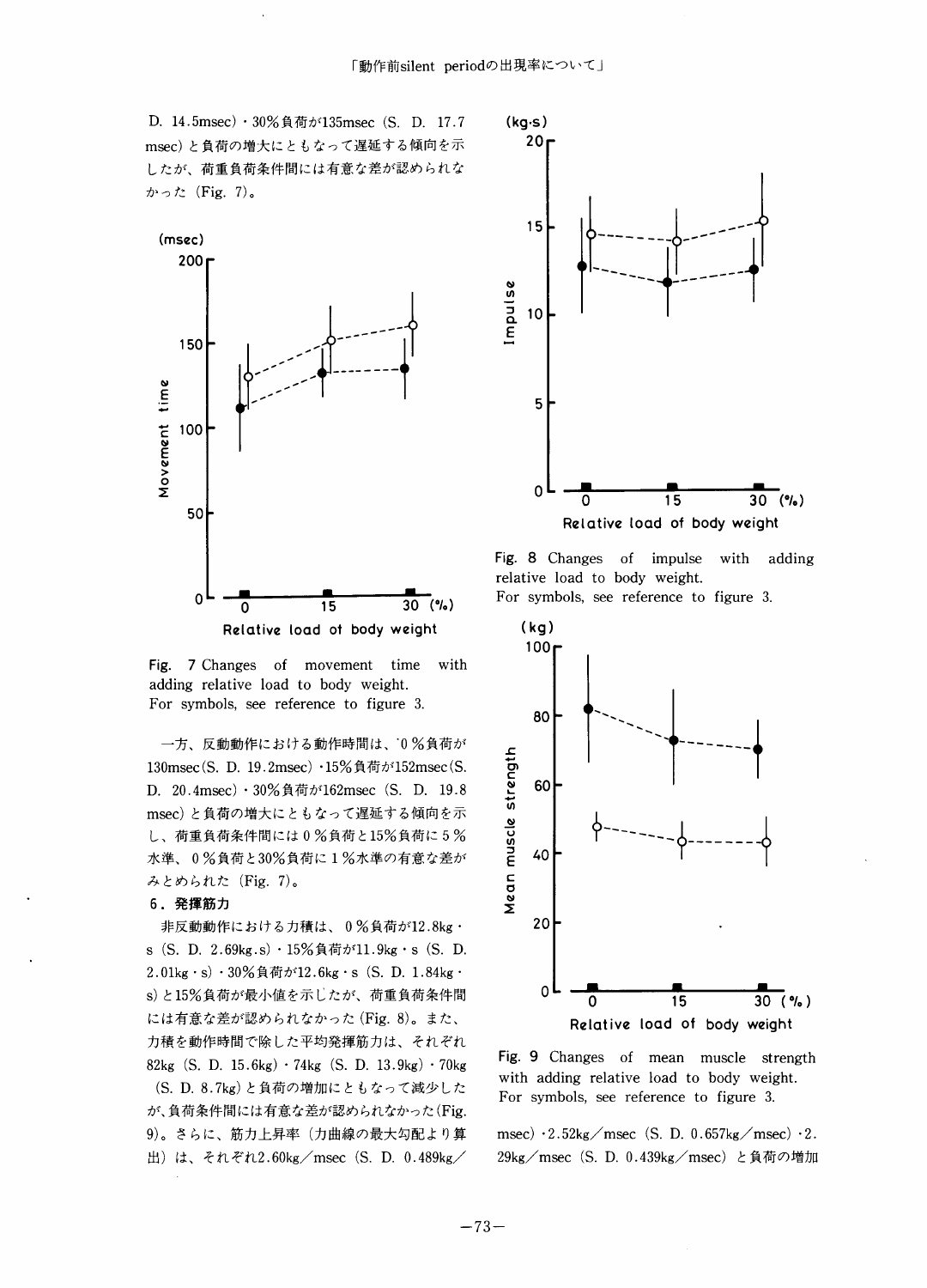D. 14.5msec)・30%負荷が135msec (S. D. 17.7 msec) と負荷の増大にともなって遅延する傾向を示したが、荷重負荷条件間には有意な差が認められなかった (Fig. 7)。

Fig. 7 Changes of movement time with adding relative load to body weight.
For symbols, see reference to figure 3.

一方、反動動作における動作時間は、0%負荷が130msec(S. D. 19.2msec)・15%負荷が152msec(S. D. 20.4msec)・30%負荷が162msec (S. D. 19.8 msec) と負荷の増大にともなって遅延する傾向を示し、荷重負荷条件間には0%負荷と15%負荷に5%水準、0%負荷と30%負荷に1%水準の有意な差がみとめられた (Fig. 7)。

**6. 発揮筋力**

非反動動作における力積は、0%負荷が12.8kg・s (S. D. 2.69kg.s)・15%負荷が11.9kg・s (S. D. 2.01kg・s)・30%負荷が12.6kg・s (S. D. 1.84kg・s) と15%負荷が最小値を示したが、荷重負荷条件間には有意な差が認められなかった (Fig. 8)。また、力積を動作時間で除した平均発揮筋力は、それぞれ82kg (S. D. 15.6kg)・74kg (S. D. 13.9kg)・70kg (S. D. 8.7kg) と負荷の増加にともなって減少したが、負荷条件間には有意な差が認められなかった(Fig. 9)。さらに、筋力上昇率 (力曲線の最大勾配より算出) は、それぞれ2.60kg/msec (S. D. 0.489kg/msec)・2.52kg/msec (S. D. 0.657kg/msec)・2.29kg/msec (S. D. 0.439kg/msec) と負荷の増加

Fig. 8 Changes of impulse with adding relative load to body weight.
For symbols, see reference to figure 3.

Fig. 9 Changes of mean muscle strength with adding relative load to body weight.
For symbols, see reference to figure 3.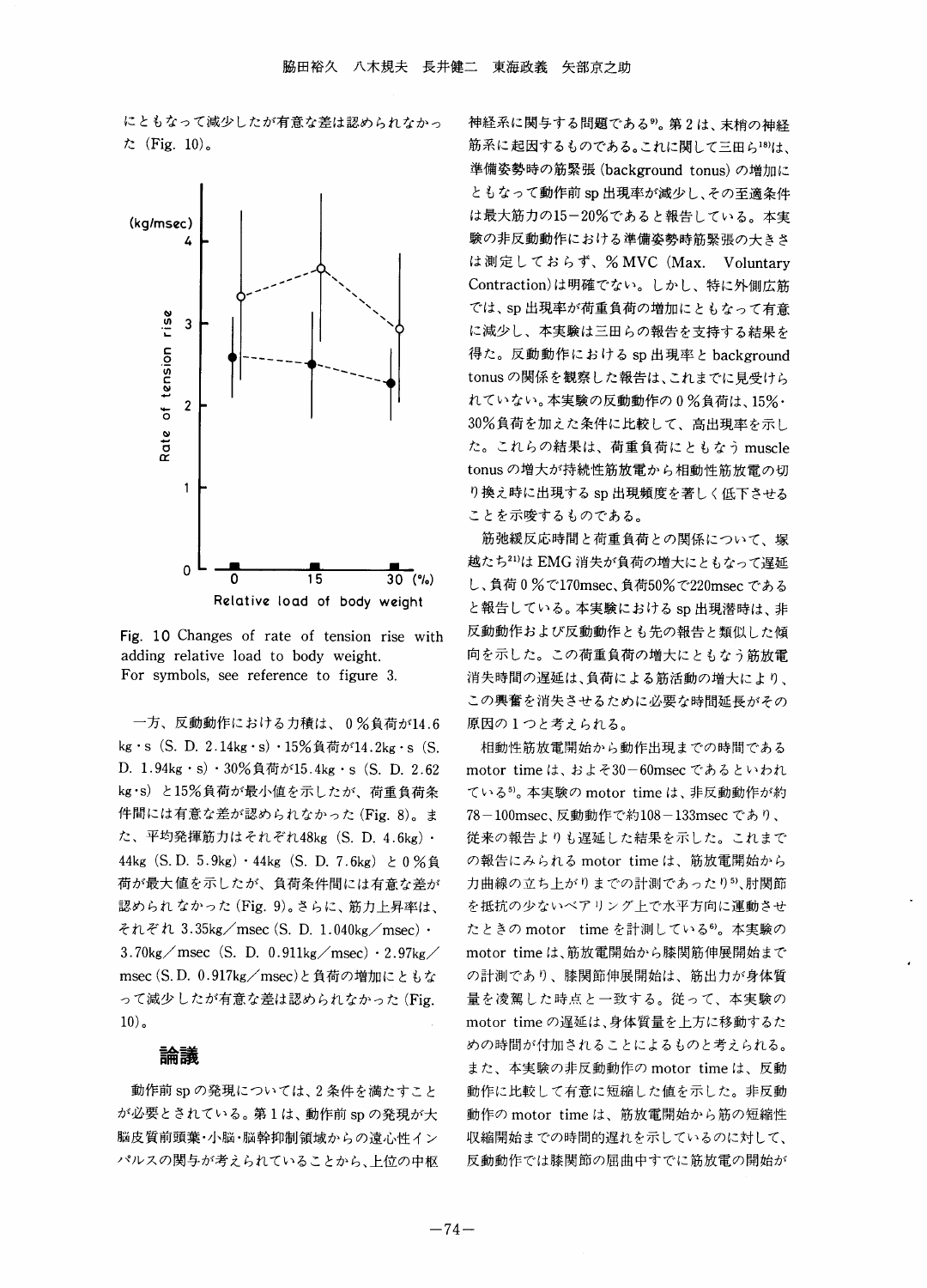にともなって減少したが有意な差は認められなかった (Fig. 10)。

Fig. 10 Changes of rate of tension rise with adding relative load to body weight.
For symbols, see reference to figure 3.

一方、反動動作における力積は、0％負荷が14.6 kg・s (S. D. 2.14kg・s)・15％負荷が15.2kg・s (S. D. 1.94kg・s)・30％負荷が15.4kg・s (S. D. 2.62 kg・s) と15％負荷が最小値を示したが、荷重負荷条件間には有意な差が認められなかった (Fig. 8)。また、平均発揮筋力はそれぞれ48kg (S. D. 4.6kg)・44kg (S. D. 5.9kg)・44kg (S. D. 7.6kg) と0％負荷が最大値を示したが、負荷条件間には有意な差が認められなかった (Fig. 9)。さらに、筋力上昇率は、それぞれ 3.35kg／msec (S. D. 1.040kg／msec)・3.70kg／msec (S. D. 0.911kg／msec)・2.97kg／msec (S. D. 0.917kg／msec)と負荷の増加にともなって減少したが有意な差は認められなかった (Fig. 10)。

## 論議

動作前 sp の発現については、2条件を満たすことが必要とされている。第1は、動作前 sp の発現が大脳皮質前頭葉・小脳・脳幹抑制領域からの遠心性インパルスの関与が考えられていることから、上位の中枢神経系に関与する問題である[9]。第2は、末梢の神経筋系に起因するものである。これに関して三田ら[18]は、準備姿勢時の筋緊張 (background tonus) の増加にともなって動作前 sp 出現率が減少し、その至適条件は最大筋力の15－20％であると報告している。本実験の非反動動作における準備姿勢時筋緊張の大きさは測定しておらず、％MVC (Max. Voluntary Contraction) は明確でない。しかし、特に外側広筋では、sp 出現率が荷重負荷の増加にともなって有意に減少し、本実験は三田らの報告を支持する結果を得た。反動動作における sp 出現率と background tonus の関係を観察した報告は、これまでに見受けられていない。本実験の反動動作の0％負荷は、15％・30％負荷を加えた条件に比較して、高出現率を示した。これらの結果は、荷重負荷にともなう muscle tonus の増大が持続性筋放電から相動性筋放電の切り換え時に出現する sp 出現頻度を著しく低下させることを示唆するものである。

筋弛緩反応時間と荷重負荷との関係について、塚越たち[21]は EMG 消失が負荷の増大にともなって遅延し、負荷0％で170msec、負荷50％で220msec であると報告している。本実験における sp 出現潜時は、非反動動作および反動動作とも先の報告と類似した傾向を示した。この荷重負荷の増大にともなう筋放電消失時間の遅延は、負荷による筋活動の増大により、この興奮を消失させるために必要な時間延長がその原因の1つと考えられる。

相動性筋放電開始から動作出現までの時間である motor time は、およそ30－60msec であるといわれている[5]。本実験の motor time は、非反動動作が約78－100msec、反動動作で約108－133msec であり、従来の報告よりも遅延した結果を示した。これまでの報告にみられる motor time は、筋放電開始から力曲線の立ち上がりまでの計測であったり[5]、肘関節を抵抗の少ないベアリング上で水平方向に運動させたときの motor time を計測している[6]。本実験の motor time は、筋放電開始から膝関節伸展開始までの計測であり、膝関節伸展開始は、筋出力が身体質量を凌駕した時点と一致する。従って、本実験の motor time の遅延は、身体質量を上方に移動するための時間が付加されることによるものと考えられる。また、本実験の非反動動作の motor time は、反動動作に比較して有意に短縮した値を示した。非反動動作の motor time は、筋放電開始から筋の短縮性収縮開始までの時間的遅れを示しているのに対して、反動動作では膝関節の屈曲中すでに筋放電の開始が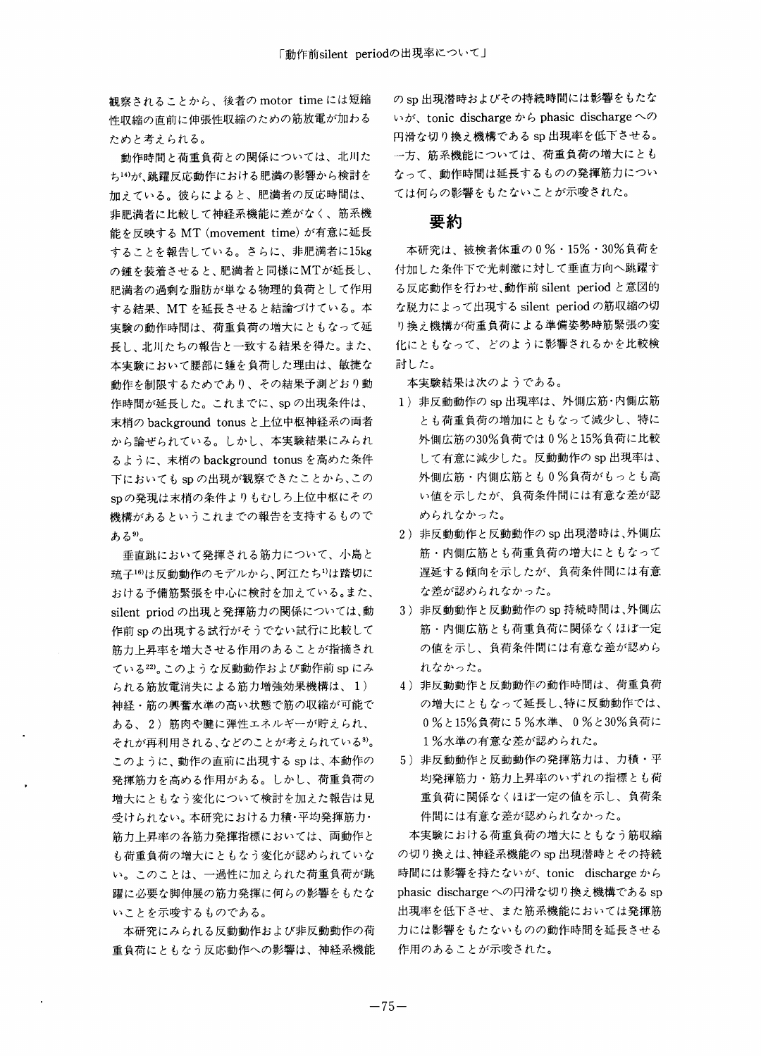観察されることから、後者の motor time には短縮性収縮の直前に伸張性収縮のための筋放電が加わるためと考えられる。

動作時間と荷重負荷との関係については、北川たち[14]が、跳躍反応動作における肥満の影響から検討を加えている。彼らによると、肥満者の反応時間は、非肥満者に比較して神経系機能に差がなく、筋系機能を反映する MT (movement time) が有意に延長することを報告している。さらに、非肥満者に15kgの錘を装着させると、肥満者と同様にMTが延長し、肥満者の過剰な脂肪が単なる物理的負荷として作用する結果、MT を延長させると結論づけている。本実験の動作時間は、荷重負荷の増大にともなって延長し、北川たちの報告と一致する結果を得た。また、本実験において腰部に錘を負荷した理由は、敏捷な動作を制限するためであり、その結果予測どおり動作時間が延長した。これまでに、sp の出現条件は、末梢の background tonus と上位中枢神経系の両者から論ぜられている。しかし、本実験結果にみられるように、末梢の background tonus を高めた条件下においても sp の出現が観察できたことから、このspの発現は末梢の条件よりもむしろ上位中枢にその機構があるというこれまでの報告を支持するものである[9]。

垂直跳において発揮される筋力について、小島と琉子[16]は反動動作のモデルから、阿江たち[1]は踏切における予備筋緊張を中心に検討を加えている。また、silent priod の出現と発揮筋力の関係については、動作前 sp の出現する試行がそうでない試行に比較して筋力上昇率を増大させる作用のあることが指摘されている[22]。このような反動動作および動作前 sp にみられる筋放電消失による筋力増強効果機構は、1）神経・筋の興奮水準の高い状態で筋の収縮が可能である、2）筋肉や腱に弾性エネルギーが貯えられ、それが再利用される、などのことが考えられている[3]。このように、動作の直前に出現する sp は、本動作の発揮筋力を高める作用がある。しかし、荷重負荷の増大にともなう変化について検討を加えた報告は見受けられない。本研究における力積・平均発揮筋力・筋力上昇率の各筋力発揮指標においては、両動作とも荷重負荷の増大にともなう変化が認められていない。このことは、一過性に加えられた荷重負荷が跳躍に必要な脚伸展の筋力発揮に何らの影響をもたないことを示唆するものである。

本研究にみられる反動動作および非反動動作の荷重負荷にともなう反応動作への影響は、神経系機能の sp 出現潜時およびその持続時間には影響をもたないが、tonic discharge から phasic discharge への円滑な切り換え機構である sp 出現率を低下させる。一方、筋系機能については、荷重負荷の増大にともなって、動作時間は延長するものの発揮筋力については何らの影響をもたないことが示唆された。

## 要約

本研究は、被検者体重の 0％・15％・30％負荷を付加した条件下で光刺激に対して垂直方向へ跳躍する反応動作を行わせ、動作前 silent period と意図的な脱力によって出現する silent period の筋収縮の切り換え機構が荷重負荷による準備姿勢時筋緊張の変化にともなって、どのように影響されるかを比較検討した。

本実験結果は次のようである。

1）非反動動作の sp 出現率は、外側広筋・内側広筋とも荷重負荷の増加にともなって減少し、特に外側広筋の30％負荷では 0％と15％負荷に比較して有意に減少した。反動動作の sp 出現率は、外側広筋・内側広筋とも 0％負荷がもっとも高い値を示したが、負荷条件間には有意な差が認められなかった。

2）非反動動作と反動動作の sp 出現潜時は、外側広筋・内側広筋とも荷重負荷の増大にともなって遅延する傾向を示したが、負荷条件間には有意な差が認められなかった。

3）非反動動作と反動動作の sp 持続時間は、外側広筋・内側広筋とも荷重負荷に関係なくほぼ一定の値を示し、負荷条件間には有意な差が認められなかった。

4）非反動動作と反動動作の動作時間は、荷重負荷の増大にともなって延長し、特に反動動作では、0％と15％負荷に 5％水準、0％と30％負荷に 1％水準の有意な差が認められた。

5）非反動動作と反動動作の発揮筋力は、力積・平均発揮筋力・筋力上昇率のいずれの指標とも荷重負荷に関係なくほぼ一定の値を示し、負荷条件間には有意な差が認められなかった。

本実験における荷重負荷の増大にともなう筋収縮の切り換えは、神経系機能の sp 出現潜時とその持続時間には影響を持たないが、tonic discharge から phasic discharge への円滑な切り換え機構である sp 出現率を低下させ、また筋系機能においては発揮筋力には影響をもたないものの動作時間を延長させる作用のあることが示唆された。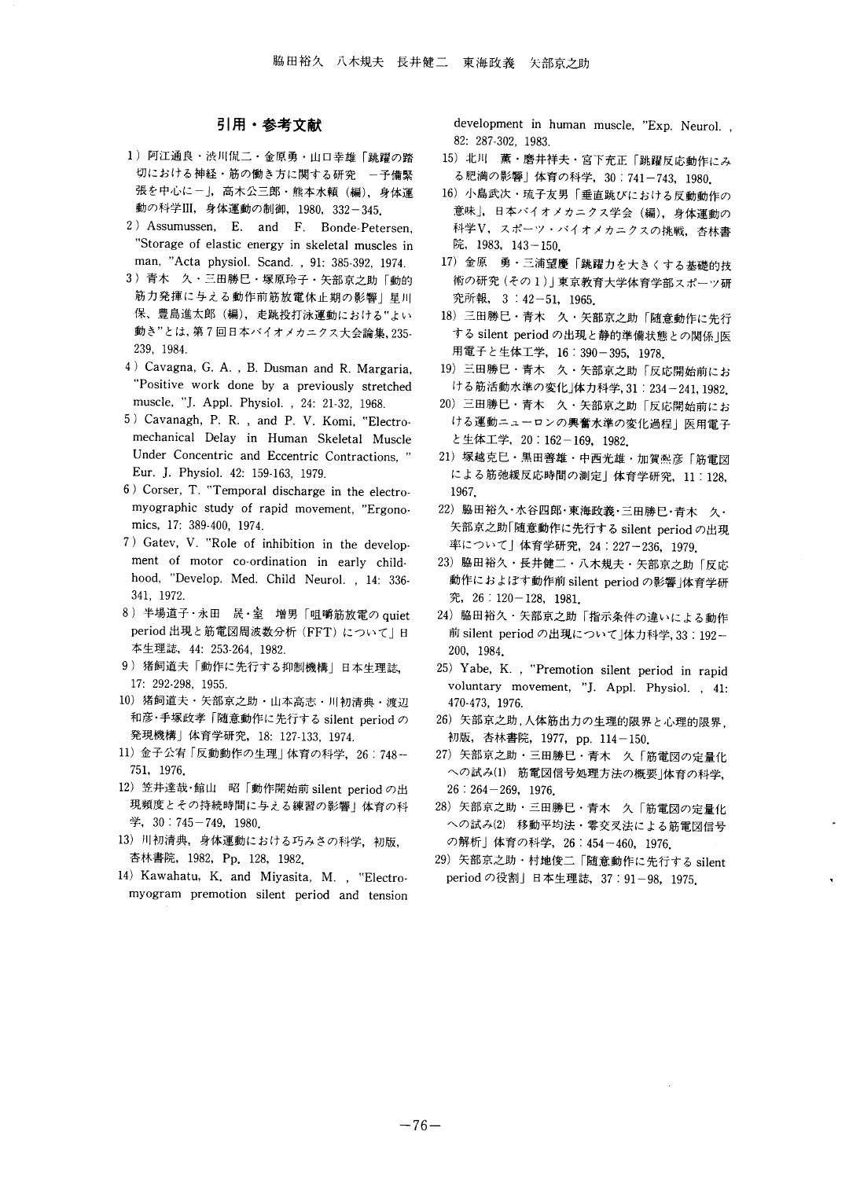## 引用・参考文献

1) 阿江通良・渋川侃二・金原勇・山口幸雄「跳躍の踏切における神経・筋の働き方に関する研究 －予備緊張を中心に－」, 高木公三郎・熊本水頼（編）, 身体運動の科学III, 身体運動の制御, 1980, 332－345.
2) Assumussen, E. and F. Bonde-Petersen, "Storage of elastic energy in skeletal muscles in man, "Acta physiol. Scand. , 91: 385-392, 1974.
3) 青木 久・三田勝巳・塚原玲子・矢部京之助「動的筋力発揮に与える動作前筋放電休止期の影響」星川保、豊島進太郎（編）, 走跳投打泳運動における"よい動き"とは, 第7回日本バイオメカニクス大会論集, 235-239, 1984.
4) Cavagna, G. A. , B. Dusman and R. Margaria, "Positive work done by a previously stretched muscle, "J. Appl. Physiol. , 24: 21-32, 1968.
5) Cavanagh, P. R. , and P. V. Komi, "Electromechanical Delay in Human Skeletal Muscle Under Concentric and Eccentric Contractions, " Eur. J. Physiol. 42: 159-163, 1979.
6) Corser, T. "Temporal discharge in the electromyographic study of rapid movement, "Ergonomics, 17: 389-400, 1974.
7) Gatev, V. "Role of inhibition in the development of motor co-ordination in early childhood, "Develop. Med. Child Neurol. , 14: 336-341, 1972.
8) 半場道子・永田 晟・室 増男「咀嚼筋放電の quiet period 出現と筋電図周波数分析（FFT）について」日本生理誌, 44: 253-264, 1982.
9) 猪飼道夫「動作に先行する抑制機構」日本生理誌, 17: 292-298, 1955.
10) 猪飼道夫・矢部京之助・山本高志・川初清典・渡辺和彦・手塚政孝「随意動作に先行する silent period の発現機構」体育学研究, 18: 127-133, 1974.
11) 金子公宥「反動動作の生理」体育の科学, 26：748－751, 1976.
12) 笠井達哉・舘山 昭「動作開始前 silent period の出現頻度とその持続時間に与える練習の影響」体育の科学, 30：745－749, 1980.
13) 川初清典, 身体運動における巧みさの科学, 初版, 杏林書院, 1982, Pp. 128, 1982.
14) Kawahatu, K. and Miyasita, M. , "Electromyogram premotion silent period and tension development in human muscle, "Exp. Neurol. , 82: 287-302, 1983.
15) 北川 薫・磨井祥夫・宮下充正「跳躍反応動作にみる肥満の影響」体育の科学, 30：741－743, 1980.
16) 小島武次・琉子友男「垂直跳びにおける反動動作の意味」, 日本バイオメカニクス学会（編）, 身体運動の科学V, スポーツ・バイオメカニクスの挑戦, 杏林書院, 1983, 143－150.
17) 金原 勇・三浦望慶「跳躍力を大きくする基礎的技術の研究（その1）」東京教育大学体育学部スポーツ研究所報, 3：42－51, 1965.
18) 三田勝巳・青木 久・矢部京之助「随意動作に先行する silent period の出現と静的準備状態との関係」医用電子と生体工学, 16：390－395, 1978.
19) 三田勝巳・青木 久・矢部京之助「反応開始前における筋活動水準の変化」体力科学, 31：234－241, 1982.
20) 三田勝巳・青木 久・矢部京之助「反応開始前における運動ニューロンの興奮水準の変化過程」医用電子と生体工学, 20：162－169, 1982.
21) 塚越克巳・黒田善雄・中西光雄・加賀熙彦「筋電図による筋弛緩反応時間の測定」体育学研究, 11：128, 1967.
22) 脇田裕久・水谷四郎・東海政義・三田勝巳・青木 久・矢部京之助「随意動作に先行する silent period の出現率について」体育学研究, 24：227－236, 1979.
23) 脇田裕久・長井健二・八木規夫・矢部京之助「反応動作におよぼす動作前 silent period の影響」体育学研究, 26：120－128, 1981.
24) 脇田裕久・矢部京之助「指示条件の違いによる動作前 silent period の出現について」体力科学, 33：192－200, 1984.
25) Yabe, K. , "Premotion silent period in rapid voluntary movement, "J. Appl. Physiol. , 41: 470-473, 1976.
26) 矢部京之助, 人体筋出力の生理的限界と心理的限界, 初版, 杏林書院, 1977, pp. 114－150.
27) 矢部京之助・三田勝巳・青木 久「筋電図の定量化への試み(1) 筋電図信号処理方法の概要」体育の科学, 26：264－269, 1976.
28) 矢部京之助・三田勝巳・青木 久「筋電図の定量化への試み(2) 移動平均法・零交叉法による筋電図信号の解析」体育の科学, 26：454－460, 1976.
29) 矢部京之助・村地俊二「随意動作に先行する silent period の役割」日本生理誌, 37：91－98, 1975.